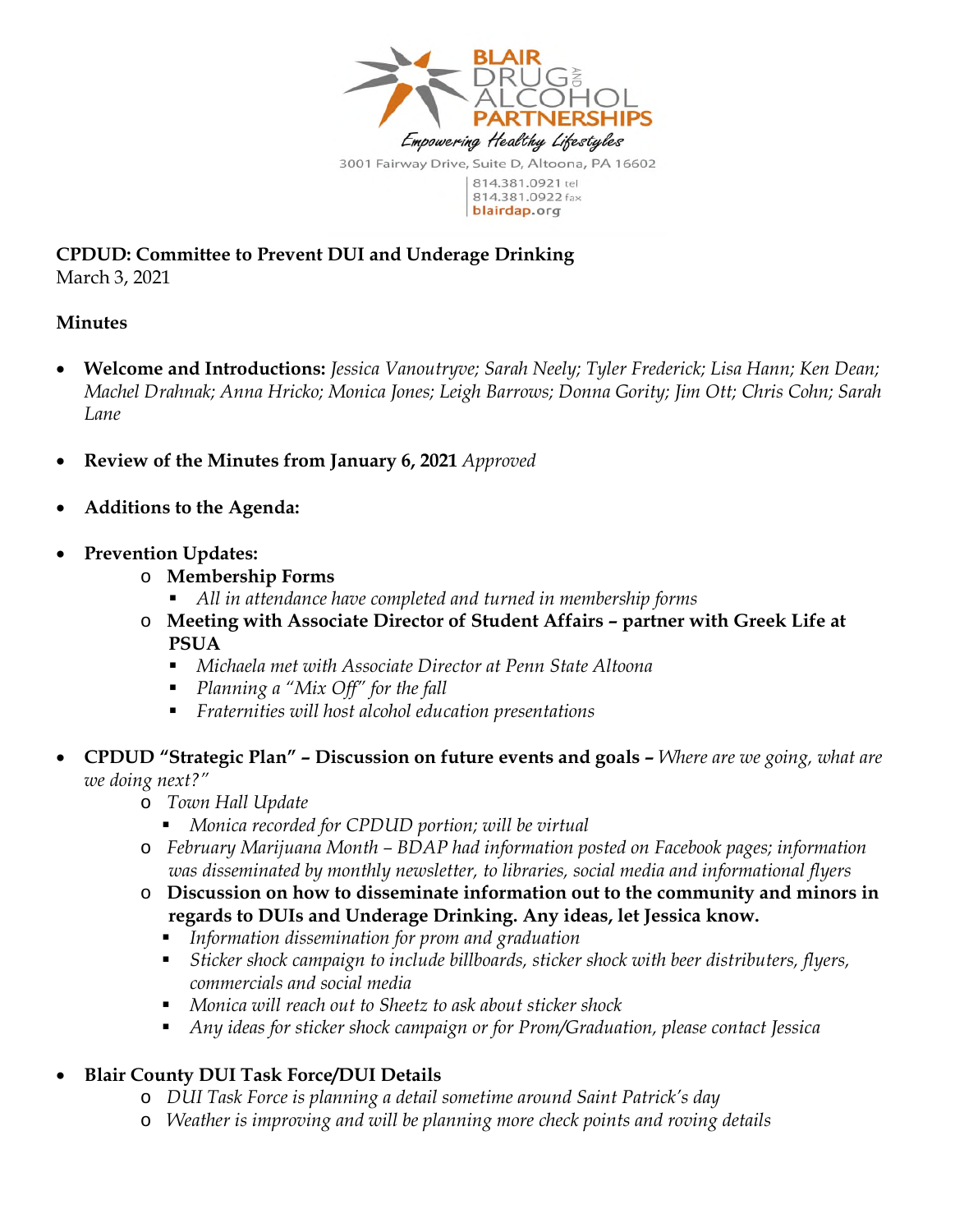BLAIR DRUG AND ALCOHOL PARTNERSHIPS

*Empowering Healthy Lifestyles*

3001 Fairway Drive, Suite D, Altoona, PA 16602

814.381.0921 tel
814.381.0922 fax
blairdap.org

**CPDUD: Committee to Prevent DUI and Underage Drinking**
March 3, 2021

**Minutes**

- **Welcome and Introductions:** *Jessica Vanoutryve; Sarah Neely; Tyler Frederick; Lisa Hann; Ken Dean; Machel Drahnak; Anna Hricko; Monica Jones; Leigh Barrows; Donna Gority; Jim Ott; Chris Cohn; Sarah Lane*

- **Review of the Minutes from January 6, 2021** *Approved*

- **Additions to the Agenda:**

- **Prevention Updates:**
  - **Membership Forms**
    - *All in attendance have completed and turned in membership forms*
  - **Meeting with Associate Director of Student Affairs – partner with Greek Life at PSUA**
    - *Michaela met with Associate Director at Penn State Altoona*
    - *Planning a "Mix Off" for the fall*
    - *Fraternities will host alcohol education presentations*

- **CPDUD "Strategic Plan" – Discussion on future events and goals –** *Where are we going, what are we doing next?"*
  - *Town Hall Update*
    - *Monica recorded for CPDUD portion; will be virtual*
  - *February Marijuana Month – BDAP had information posted on Facebook pages; information was disseminated by monthly newsletter, to libraries, social media and informational flyers*
  - **Discussion on how to disseminate information out to the community and minors in regards to DUIs and Underage Drinking. Any ideas, let Jessica know.**
    - *Information dissemination for prom and graduation*
    - *Sticker shock campaign to include billboards, sticker shock with beer distributers, flyers, commercials and social media*
    - *Monica will reach out to Sheetz to ask about sticker shock*
    - *Any ideas for sticker shock campaign or for Prom/Graduation, please contact Jessica*

- **Blair County DUI Task Force/DUI Details**
  - *DUI Task Force is planning a detail sometime around Saint Patrick's day*
  - *Weather is improving and will be planning more check points and roving details*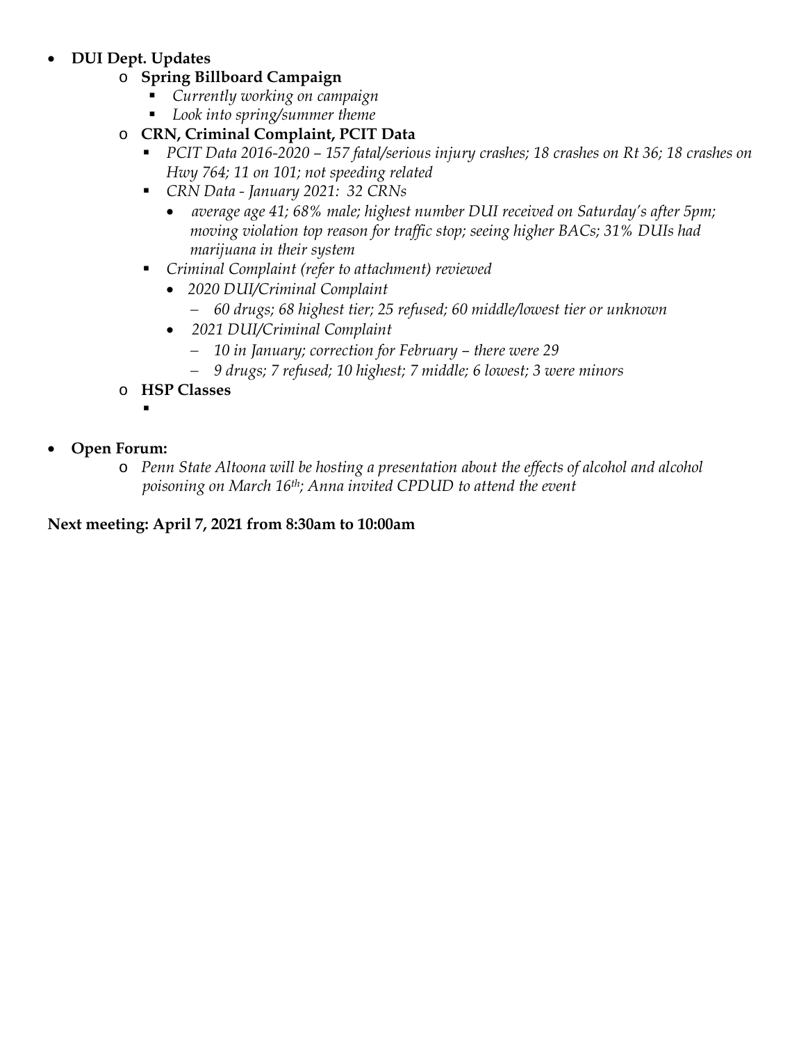- **DUI Dept. Updates**
  - **Spring Billboard Campaign**
    - *Currently working on campaign*
    - *Look into spring/summer theme*
  - **CRN, Criminal Complaint, PCIT Data**
    - *PCIT Data 2016-2020 – 157 fatal/serious injury crashes; 18 crashes on Rt 36; 18 crashes on Hwy 764; 11 on 101; not speeding related*
    - *CRN Data - January 2021: 32 CRNs*
      - *average age 41; 68% male; highest number DUI received on Saturday's after 5pm; moving violation top reason for traffic stop; seeing higher BACs; 31% DUIs had marijuana in their system*
    - *Criminal Complaint (refer to attachment) reviewed*
      - *2020 DUI/Criminal Complaint*
        - *60 drugs; 68 highest tier; 25 refused; 60 middle/lowest tier or unknown*
      - *2021 DUI/Criminal Complaint*
        - *10 in January; correction for February – there were 29*
        - *9 drugs; 7 refused; 10 highest; 7 middle; 6 lowest; 3 were minors*
  - **HSP Classes**
    -

- **Open Forum:**
  - *Penn State Altoona will be hosting a presentation about the effects of alcohol and alcohol poisoning on March 16th; Anna invited CPDUD to attend the event*

**Next meeting: April 7, 2021 from 8:30am to 10:00am**